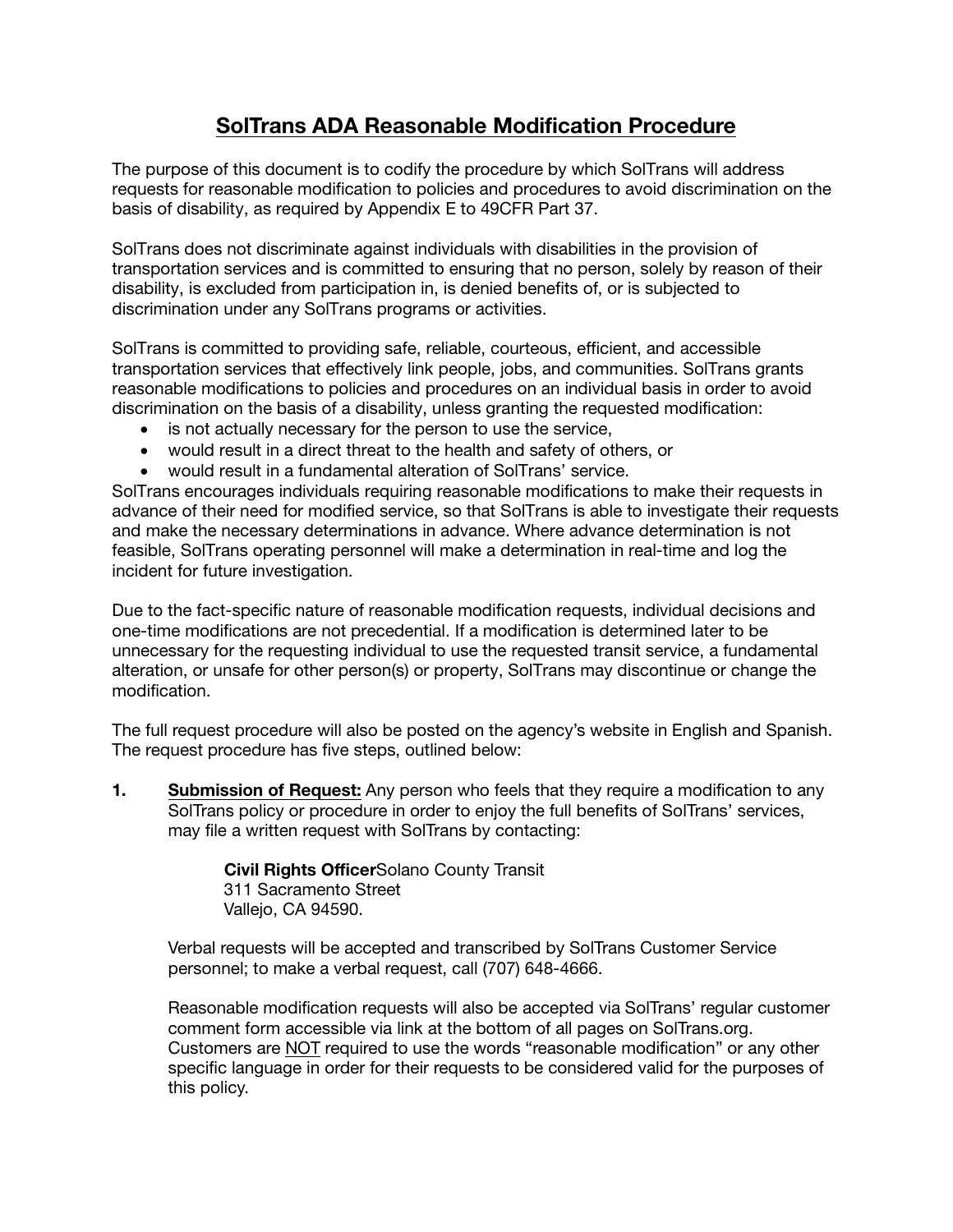# SolTrans ADA Reasonable Modification Procedure

The purpose of this document is to codify the procedure by which SolTrans will address requests for reasonable modification to policies and procedures to avoid discrimination on the basis of disability, as required by Appendix E to 49CFR Part 37.

SolTrans does not discriminate against individuals with disabilities in the provision of transportation services and is committed to ensuring that no person, solely by reason of their disability, is excluded from participation in, is denied benefits of, or is subjected to discrimination under any SolTrans programs or activities.

SolTrans is committed to providing safe, reliable, courteous, efficient, and accessible transportation services that effectively link people, jobs, and communities. SolTrans grants reasonable modifications to policies and procedures on an individual basis in order to avoid discrimination on the basis of a disability, unless granting the requested modification:

- is not actually necessary for the person to use the service,
- would result in a direct threat to the health and safety of others, or
- would result in a fundamental alteration of SolTrans' service.

SolTrans encourages individuals requiring reasonable modifications to make their requests in advance of their need for modified service, so that SolTrans is able to investigate their requests and make the necessary determinations in advance. Where advance determination is not feasible, SolTrans operating personnel will make a determination in real-time and log the incident for future investigation.

Due to the fact-specific nature of reasonable modification requests, individual decisions and one-time modifications are not precedential. If a modification is determined later to be unnecessary for the requesting individual to use the requested transit service, a fundamental alteration, or unsafe for other person(s) or property, SolTrans may discontinue or change the modification.

The full request procedure will also be posted on the agency's website in English and Spanish. The request procedure has five steps, outlined below:

1. **Submission of Request:** Any person who feels that they require a modification to any SolTrans policy or procedure in order to enjoy the full benefits of SolTrans' services, may file a written request with SolTrans by contacting:

   **Civil Rights Officer**Solano County Transit
   311 Sacramento Street
   Vallejo, CA 94590.

   Verbal requests will be accepted and transcribed by SolTrans Customer Service personnel; to make a verbal request, call (707) 648-4666.

   Reasonable modification requests will also be accepted via SolTrans' regular customer comment form accessible via link at the bottom of all pages on SolTrans.org. Customers are NOT required to use the words "reasonable modification" or any other specific language in order for their requests to be considered valid for the purposes of this policy.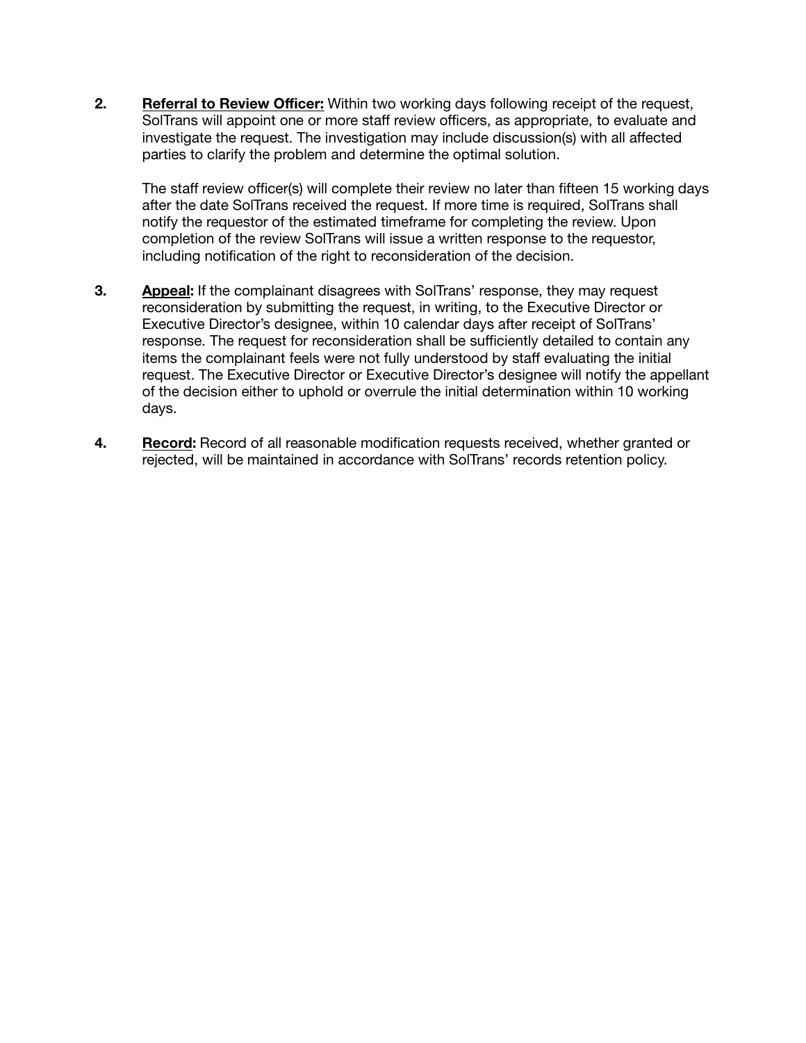2. **<u>Referral to Review Officer:</u>** Within two working days following receipt of the request, SolTrans will appoint one or more staff review officers, as appropriate, to evaluate and investigate the request. The investigation may include discussion(s) with all affected parties to clarify the problem and determine the optimal solution.

   The staff review officer(s) will complete their review no later than fifteen 15 working days after the date SolTrans received the request. If more time is required, SolTrans shall notify the requestor of the estimated timeframe for completing the review. Upon completion of the review SolTrans will issue a written response to the requestor, including notification of the right to reconsideration of the decision.

3. **<u>Appeal</u>:** If the complainant disagrees with SolTrans' response, they may request reconsideration by submitting the request, in writing, to the Executive Director or Executive Director's designee, within 10 calendar days after receipt of SolTrans' response. The request for reconsideration shall be sufficiently detailed to contain any items the complainant feels were not fully understood by staff evaluating the initial request. The Executive Director or Executive Director's designee will notify the appellant of the decision either to uphold or overrule the initial determination within 10 working days.

4. **<u>Record</u>:** Record of all reasonable modification requests received, whether granted or rejected, will be maintained in accordance with SolTrans' records retention policy.